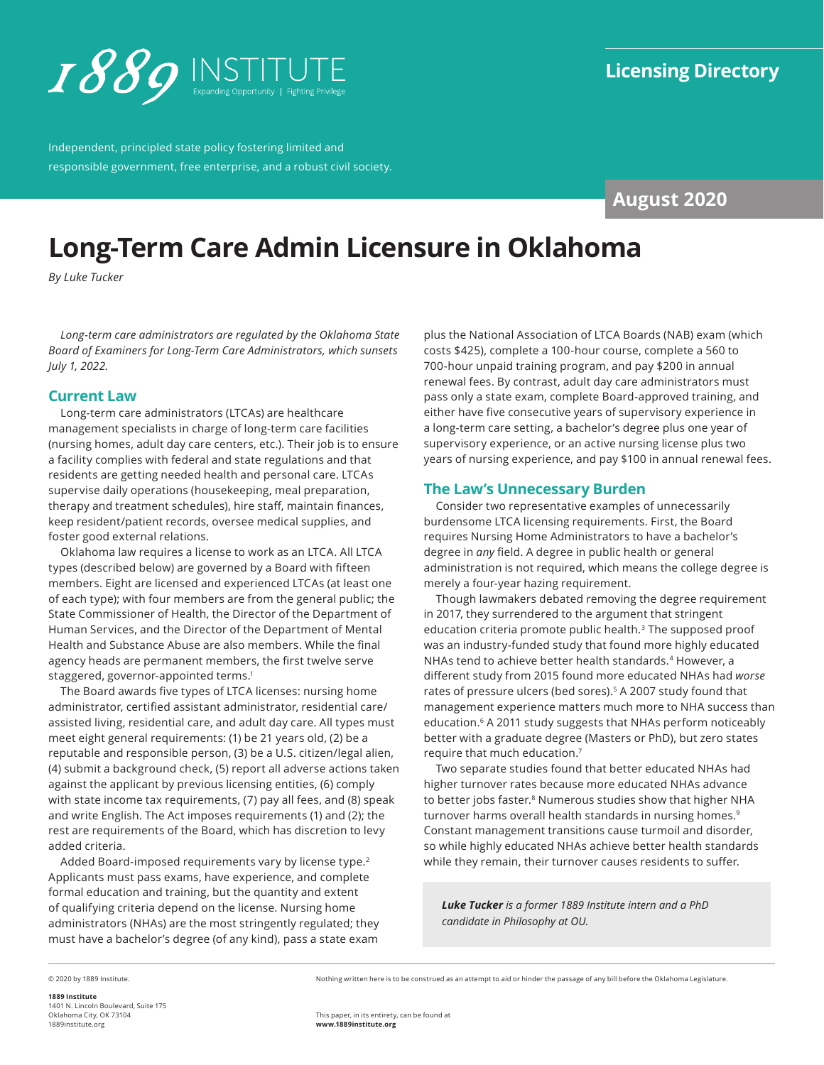1889 INSTITUTE
Expanding Opportunity | Fighting Privilege

Independent, principled state policy fostering limited and responsible government, free enterprise, and a robust civil society.

**Licensing Directory**

**August 2020**

# Long-Term Care Admin Licensure in Oklahoma

*By Luke Tucker*

*Long-term care administrators are regulated by the Oklahoma State Board of Examiners for Long-Term Care Administrators, which sunsets July 1, 2022.*

## Current Law

Long-term care administrators (LTCAs) are healthcare management specialists in charge of long-term care facilities (nursing homes, adult day care centers, etc.). Their job is to ensure a facility complies with federal and state regulations and that residents are getting needed health and personal care. LTCAs supervise daily operations (housekeeping, meal preparation, therapy and treatment schedules), hire staff, maintain finances, keep resident/patient records, oversee medical supplies, and foster good external relations.

Oklahoma law requires a license to work as an LTCA. All LTCA types (described below) are governed by a Board with fifteen members. Eight are licensed and experienced LTCAs (at least one of each type); with four members are from the general public; the State Commissioner of Health, the Director of the Department of Human Services, and the Director of the Department of Mental Health and Substance Abuse are also members. While the final agency heads are permanent members, the first twelve serve staggered, governor-appointed terms.[1]

The Board awards five types of LTCA licenses: nursing home administrator, certified assistant administrator, residential care/assisted living, residential care, and adult day care. All types must meet eight general requirements: (1) be 21 years old, (2) be a reputable and responsible person, (3) be a U.S. citizen/legal alien, (4) submit a background check, (5) report all adverse actions taken against the applicant by previous licensing entities, (6) comply with state income tax requirements, (7) pay all fees, and (8) speak and write English. The Act imposes requirements (1) and (2); the rest are requirements of the Board, which has discretion to levy added criteria.

Added Board-imposed requirements vary by license type.[2] Applicants must pass exams, have experience, and complete formal education and training, but the quantity and extent of qualifying criteria depend on the license. Nursing home administrators (NHAs) are the most stringently regulated; they must have a bachelor's degree (of any kind), pass a state exam plus the National Association of LTCA Boards (NAB) exam (which costs $425), complete a 100-hour course, complete a 560 to 700-hour unpaid training program, and pay $200 in annual renewal fees. By contrast, adult day care administrators must pass only a state exam, complete Board-approved training, and either have five consecutive years of supervisory experience in a long-term care setting, a bachelor's degree plus one year of supervisory experience, or an active nursing license plus two years of nursing experience, and pay $100 in annual renewal fees.

## The Law's Unnecessary Burden

Consider two representative examples of unnecessarily burdensome LTCA licensing requirements. First, the Board requires Nursing Home Administrators to have a bachelor's degree in *any* field. A degree in public health or general administration is not required, which means the college degree is merely a four-year hazing requirement.

Though lawmakers debated removing the degree requirement in 2017, they surrendered to the argument that stringent education criteria promote public health.[3] The supposed proof was an industry-funded study that found more highly educated NHAs tend to achieve better health standards.[4] However, a different study from 2015 found more educated NHAs had *worse* rates of pressure ulcers (bed sores).[5] A 2007 study found that management experience matters much more to NHA success than education.[6] A 2011 study suggests that NHAs perform noticeably better with a graduate degree (Masters or PhD), but zero states require that much education.[7]

Two separate studies found that better educated NHAs had higher turnover rates because more educated NHAs advance to better jobs faster.[8] Numerous studies show that higher NHA turnover harms overall health standards in nursing homes.[9] Constant management transitions cause turmoil and disorder, so while highly educated NHAs achieve better health standards while they remain, their turnover causes residents to suffer.

***Luke Tucker** is a former 1889 Institute intern and a PhD candidate in Philosophy at OU.*

© 2020 by 1889 Institute.

Nothing written here is to be construed as an attempt to aid or hinder the passage of any bill before the Oklahoma Legislature.

**1889 Institute**
1401 N. Lincoln Boulevard, Suite 175
Oklahoma City, OK 73104
1889institute.org

This paper, in its entirety, can be found at **www.1889institute.org**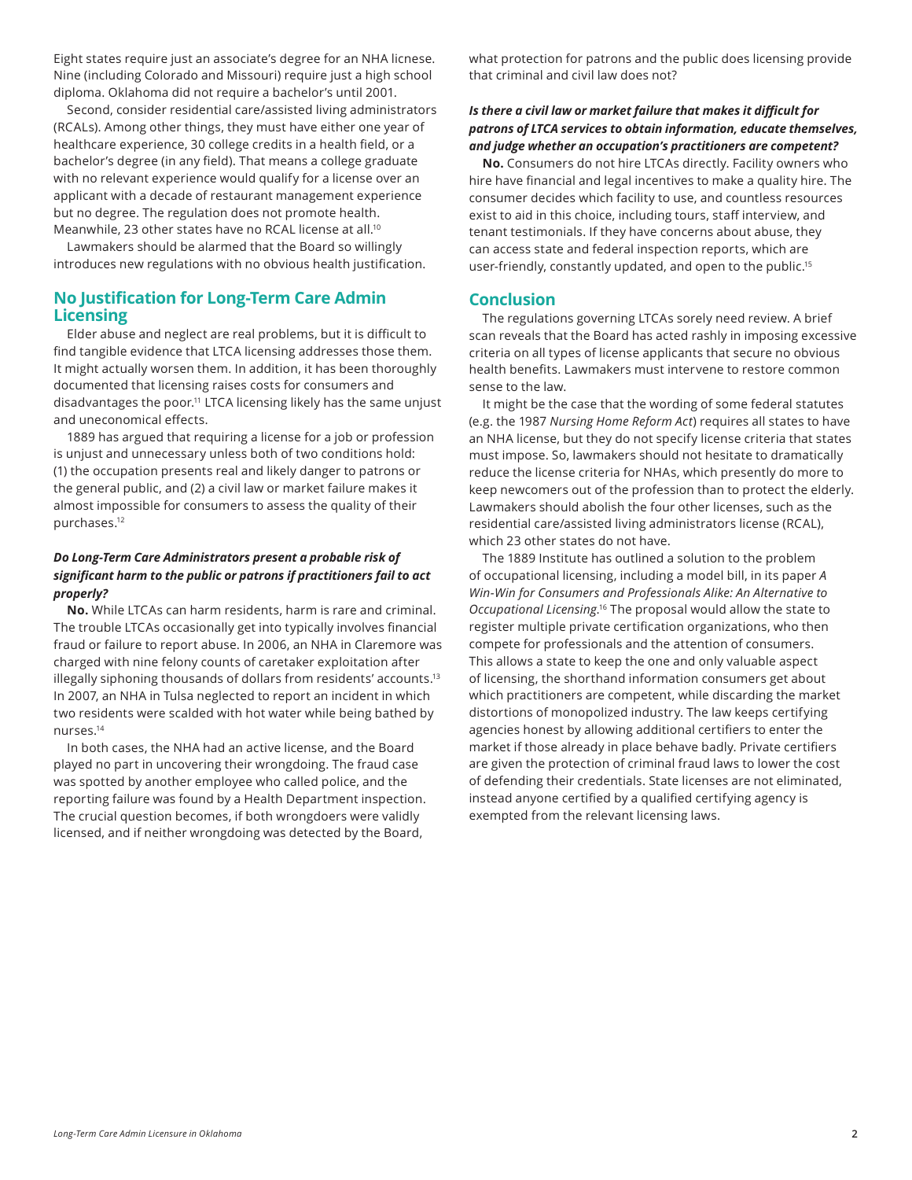Eight states require just an associate's degree for an NHA licnese. Nine (including Colorado and Missouri) require just a high school diploma. Oklahoma did not require a bachelor's until 2001.

Second, consider residential care/assisted living administrators (RCALs). Among other things, they must have either one year of healthcare experience, 30 college credits in a health field, or a bachelor's degree (in any field). That means a college graduate with no relevant experience would qualify for a license over an applicant with a decade of restaurant management experience but no degree. The regulation does not promote health. Meanwhile, 23 other states have no RCAL license at all.[10]

Lawmakers should be alarmed that the Board so willingly introduces new regulations with no obvious health justification.

## No Justification for Long-Term Care Admin Licensing

Elder abuse and neglect are real problems, but it is difficult to find tangible evidence that LTCA licensing addresses those them. It might actually worsen them. In addition, it has been thoroughly documented that licensing raises costs for consumers and disadvantages the poor.[11] LTCA licensing likely has the same unjust and uneconomical effects.

1889 has argued that requiring a license for a job or profession is unjust and unnecessary unless both of two conditions hold: (1) the occupation presents real and likely danger to patrons or the general public, and (2) a civil law or market failure makes it almost impossible for consumers to assess the quality of their purchases.[12]

### *Do Long-Term Care Administrators present a probable risk of significant harm to the public or patrons if practitioners fail to act properly?*

**No.** While LTCAs can harm residents, harm is rare and criminal. The trouble LTCAs occasionally get into typically involves financial fraud or failure to report abuse. In 2006, an NHA in Claremore was charged with nine felony counts of caretaker exploitation after illegally siphoning thousands of dollars from residents' accounts.[13] In 2007, an NHA in Tulsa neglected to report an incident in which two residents were scalded with hot water while being bathed by nurses.[14]

In both cases, the NHA had an active license, and the Board played no part in uncovering their wrongdoing. The fraud case was spotted by another employee who called police, and the reporting failure was found by a Health Department inspection. The crucial question becomes, if both wrongdoers were validly licensed, and if neither wrongdoing was detected by the Board, what protection for patrons and the public does licensing provide that criminal and civil law does not?

### *Is there a civil law or market failure that makes it difficult for patrons of LTCA services to obtain information, educate themselves, and judge whether an occupation's practitioners are competent?*

**No.** Consumers do not hire LTCAs directly. Facility owners who hire have financial and legal incentives to make a quality hire. The consumer decides which facility to use, and countless resources exist to aid in this choice, including tours, staff interview, and tenant testimonials. If they have concerns about abuse, they can access state and federal inspection reports, which are user-friendly, constantly updated, and open to the public.[15]

## Conclusion

The regulations governing LTCAs sorely need review. A brief scan reveals that the Board has acted rashly in imposing excessive criteria on all types of license applicants that secure no obvious health benefits. Lawmakers must intervene to restore common sense to the law.

It might be the case that the wording of some federal statutes (e.g. the 1987 *Nursing Home Reform Act*) requires all states to have an NHA license, but they do not specify license criteria that states must impose. So, lawmakers should not hesitate to dramatically reduce the license criteria for NHAs, which presently do more to keep newcomers out of the profession than to protect the elderly. Lawmakers should abolish the four other licenses, such as the residential care/assisted living administrators license (RCAL), which 23 other states do not have.

The 1889 Institute has outlined a solution to the problem of occupational licensing, including a model bill, in its paper *A Win-Win for Consumers and Professionals Alike: An Alternative to Occupational Licensing*.[16] The proposal would allow the state to register multiple private certification organizations, who then compete for professionals and the attention of consumers. This allows a state to keep the one and only valuable aspect of licensing, the shorthand information consumers get about which practitioners are competent, while discarding the market distortions of monopolized industry. The law keeps certifying agencies honest by allowing additional certifiers to enter the market if those already in place behave badly. Private certifiers are given the protection of criminal fraud laws to lower the cost of defending their credentials. State licenses are not eliminated, instead anyone certified by a qualified certifying agency is exempted from the relevant licensing laws.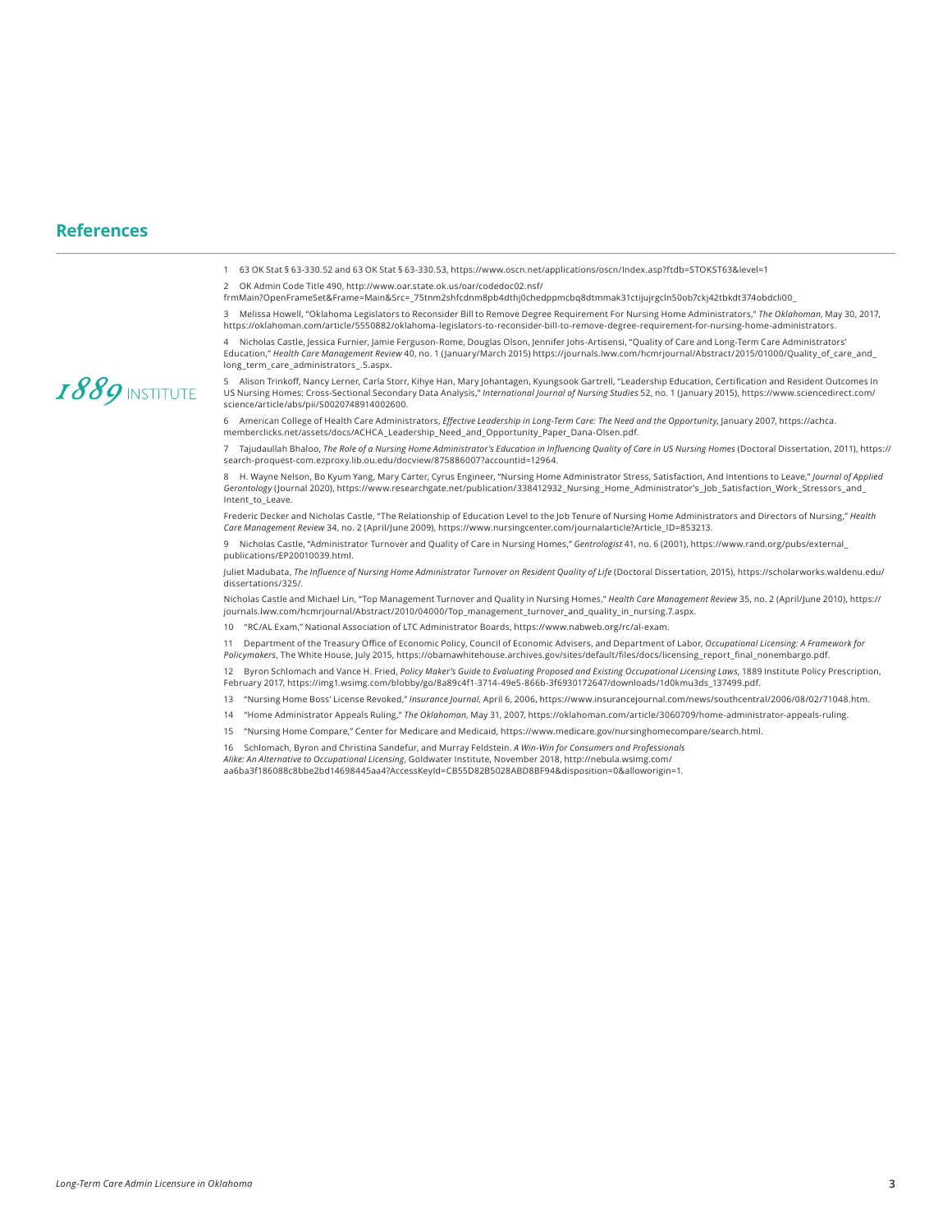## References

1 63 OK Stat § 63-330.52 and 63 OK Stat § 63-330.53, https://www.oscn.net/applications/oscn/Index.asp?ftdb=STOKST63&level=1

2 OK Admin Code Title 490, http://www.oar.state.ok.us/oar/codedoc02.nsf/frmMain?OpenFrameSet&Frame=Main&Src=_75tnm2shfcdnm8pb4dthj0chedppmcbq8dtmmak31ctijujrgcln50ob7ckj42tbkdt374obdcli00_

3 Melissa Howell, "Oklahoma Legislators to Reconsider Bill to Remove Degree Requirement For Nursing Home Administrators," *The Oklahoman*, May 30, 2017, https://oklahoman.com/article/5550882/oklahoma-legislators-to-reconsider-bill-to-remove-degree-requirement-for-nursing-home-administrators.

4 Nicholas Castle, Jessica Furnier, Jamie Ferguson-Rome, Douglas Olson, Jennifer Johs-Artisensi, "Quality of Care and Long-Term Care Administrators' Education," *Health Care Management Review* 40, no. 1 (January/March 2015) https://journals.lww.com/hcmrjournal/Abstract/2015/01000/Quality_of_care_and_long_term_care_administrators_.5.aspx.

5 Alison Trinkoff, Nancy Lerner, Carla Storr, Kihye Han, Mary Johantagen, Kyungsook Gartrell, "Leadership Education, Certification and Resident Outcomes In US Nursing Homes: Cross-Sectional Secondary Data Analysis," *International Journal of Nursing Studies* 52, no. 1 (January 2015), https://www.sciencedirect.com/science/article/abs/pii/S0020748914002600.

6 American College of Health Care Administrators, *Effective Leadership in Long-Term Care: The Need and the Opportunity*, January 2007, https://achca.memberclicks.net/assets/docs/ACHCA_Leadership_Need_and_Opportunity_Paper_Dana-Olsen.pdf.

7 Tajudaullah Bhaloo, *The Role of a Nursing Home Administrator's Education in Influencing Quality of Care in US Nursing Homes* (Doctoral Dissertation, 2011), https://search-proquest-com.ezproxy.lib.ou.edu/docview/875886007?accountid=12964.

8 H. Wayne Nelson, Bo Kyum Yang, Mary Carter, Cyrus Engineer, "Nursing Home Administrator Stress, Satisfaction, And Intentions to Leave," *Journal of Applied Gerontology* (Journal 2020), https://www.researchgate.net/publication/338412932_Nursing_Home_Administrator's_Job_Satisfaction_Work_Stressors_and_Intent_to_Leave.

Frederic Decker and Nicholas Castle, "The Relationship of Education Level to the Job Tenure of Nursing Home Administrators and Directors of Nursing," *Health Care Management Review* 34, no. 2 (April/June 2009), https://www.nursingcenter.com/journalarticle?Article_ID=853213.

9 Nicholas Castle, "Administrator Turnover and Quality of Care in Nursing Homes," *Gentrologist* 41, no. 6 (2001), https://www.rand.org/pubs/external_publications/EP20010039.html.

Juliet Madubata, *The Influence of Nursing Home Administrator Turnover on Resident Quality of Life* (Doctoral Dissertation, 2015), https://scholarworks.waldenu.edu/dissertations/325/.

Nicholas Castle and Michael Lin, "Top Management Turnover and Quality in Nursing Homes," *Health Care Management Review* 35, no. 2 (April/June 2010), https://journals.lww.com/hcmrjournal/Abstract/2010/04000/Top_management_turnover_and_quality_in_nursing.7.aspx.

10 "RC/AL Exam," National Association of LTC Administrator Boards, https://www.nabweb.org/rc/al-exam.

11 Department of the Treasury Office of Economic Policy, Council of Economic Advisers, and Department of Labor, *Occupational Licensing: A Framework for Policymakers*, The White House, July 2015, https://obamawhitehouse.archives.gov/sites/default/files/docs/licensing_report_final_nonembargo.pdf.

12 Byron Schlomach and Vance H. Fried, *Policy Maker's Guide to Evaluating Proposed and Existing Occupational Licensing Laws*, 1889 Institute Policy Prescription, February 2017, https://img1.wsimg.com/blobby/go/8a89c4f1-3714-49e5-866b-3f6930172647/downloads/1d0kmu3ds_137499.pdf.

13 "Nursing Home Boss' License Revoked," *Insurance Journal*, April 6, 2006, https://www.insurancejournal.com/news/southcentral/2006/08/02/71048.htm.

14 "Home Administrator Appeals Ruling," *The Oklahoman*, May 31, 2007, https://oklahoman.com/article/3060709/home-administrator-appeals-ruling.

15 "Nursing Home Compare," Center for Medicare and Medicaid, https://www.medicare.gov/nursinghomecompare/search.html.

16 Schlomach, Byron and Christina Sandefur, and Murray Feldstein. *A Win-Win for Consumers and Professionals Alike: An Alternative to Occupational Licensing*, Goldwater Institute, November 2018, http://nebula.wsimg.com/aa6ba3f186088c8bbe2bd14698445aa4?AccessKeyId=CB55D82B5028ABD8BF94&disposition=0&alloworigin=1.